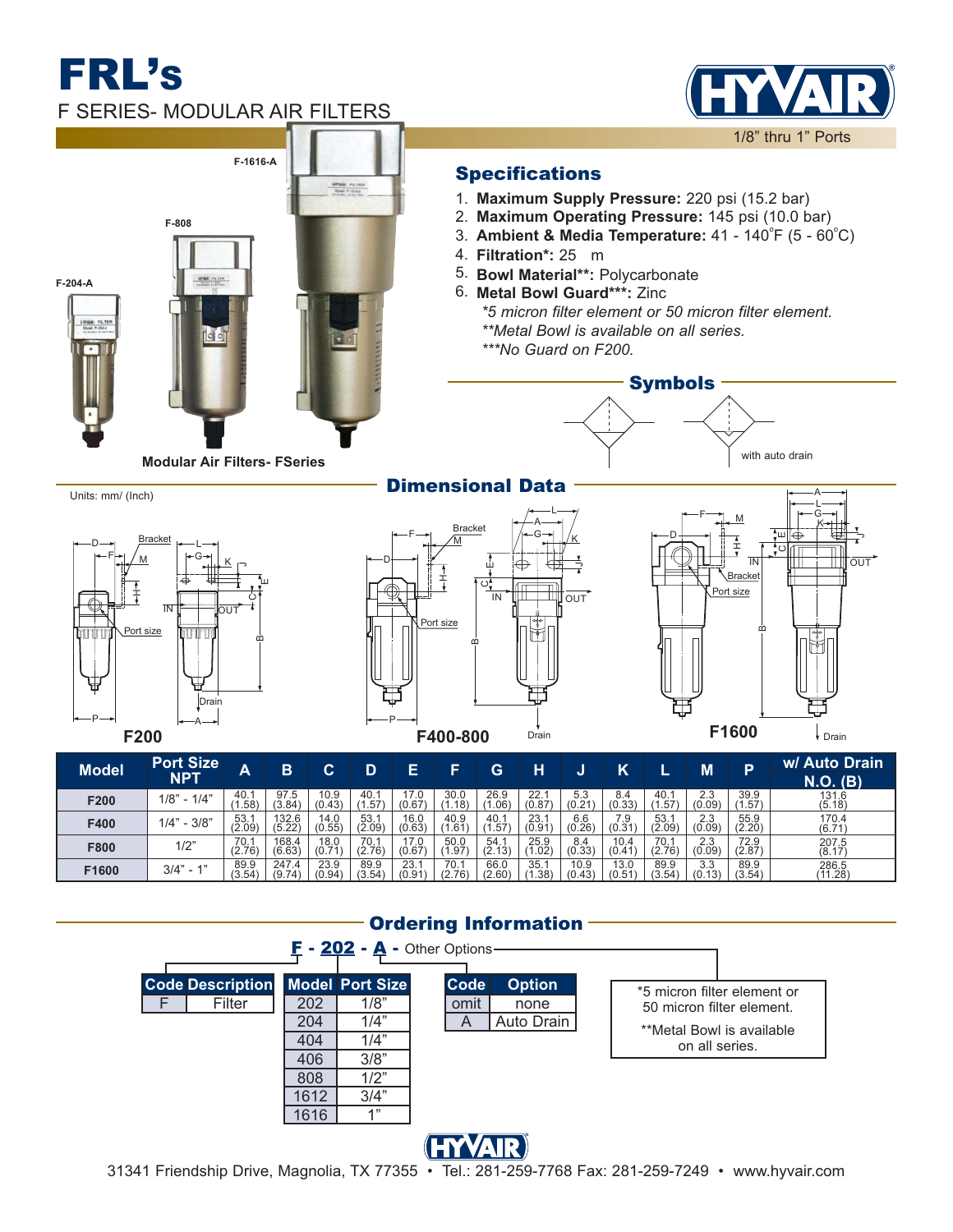# FRL's

## F SERIES- MODULAR AIR FILTERS

1/8" thru 1" Ports

F-1616-A

F-808

F-204-A

Modular Air Filters- FSeries

## Specifications

1. **Maximum Supply Pressure:** 220 psi (15.2 bar)
2. **Maximum Operating Pressure:** 145 psi (10.0 bar)
3. **Ambient & Media Temperature:** 41 - 140°F (5 - 60°C)
4. **Filtration*:** 25 m
5. **Bowl Material**:** Polycarbonate
6. **Metal Bowl Guard***:** Zinc

*\*5 micron filter element or 50 micron filter element.*
*\*\*Metal Bowl is available on all series.*
*\*\*\*No Guard on F200.*

## Symbols

with auto drain

## Dimensional Data

Units: mm/ (Inch)

F200

F400-800

F1600

| Model | Port Size NPT | A | B | C | D | E | F | G | H | J | K | L | M | P | w/ Auto Drain N.O. (B) |
|---|---|---|---|---|---|---|---|---|---|---|---|---|---|---|---|
| F200 | 1/8" - 1/4" | 40.1 (1.58) | 97.5 (3.84) | 10.9 (0.43) | 40.1 (1.57) | 17.0 (0.67) | 30.0 (1.18) | 26.9 (1.06) | 22.1 (0.87) | 5.3 (0.21) | 8.4 (0.33) | 40.1 (1.57) | 2.3 (0.09) | 39.9 (1.57) | 131.6 (5.18) |
| F400 | 1/4" - 3/8" | 53.1 (2.09) | 132.6 (5.22) | 14.0 (0.55) | 53.1 (2.09) | 16.0 (0.63) | 40.9 (1.61) | 40.1 (1.57) | 23.1 (0.91) | 6.6 (0.26) | 7.9 (0.31) | 53.1 (2.09) | 2.3 (0.09) | 55.9 (2.20) | 170.4 (6.71) |
| F800 | 1/2" | 70.1 (2.76) | 168.4 (6.63) | 18.0 (0.71) | 70.1 (2.76) | 17.0 (0.67) | 50.0 (1.97) | 54.1 (2.13) | 25.9 (1.02) | 8.4 (0.33) | 10.4 (0.41) | 70.1 (2.76) | 2.3 (0.09) | 72.9 (2.87) | 207.5 (8.17) |
| F1600 | 3/4" - 1" | 89.9 (3.54) | 247.4 (9.74) | 23.9 (0.94) | 89.9 (3.54) | 23.1 (0.91) | 70.1 (2.76) | 66.0 (2.60) | 35.1 (1.38) | 10.9 (0.43) | 13.0 (0.51) | 89.9 (3.54) | 3.3 (0.13) | 89.9 (3.54) | 286.5 (11.28) |

## Ordering Information

**F - 202 - A -** Other Options

| Code | Description |
|---|---|
| F | Filter |

| Model | Port Size |
|---|---|
| 202 | 1/8" |
| 204 | 1/4" |
| 404 | 1/4" |
| 406 | 3/8" |
| 808 | 1/2" |
| 1612 | 3/4" |
| 1616 | 1" |

| Code | Option |
|---|---|
| omit | none |
| A | Auto Drain |

\*5 micron filter element or 50 micron filter element.

\*\*Metal Bowl is available on all series.

31341 Friendship Drive, Magnolia, TX 77355 • Tel.: 281-259-7768 Fax: 281-259-7249 • www.hyvair.com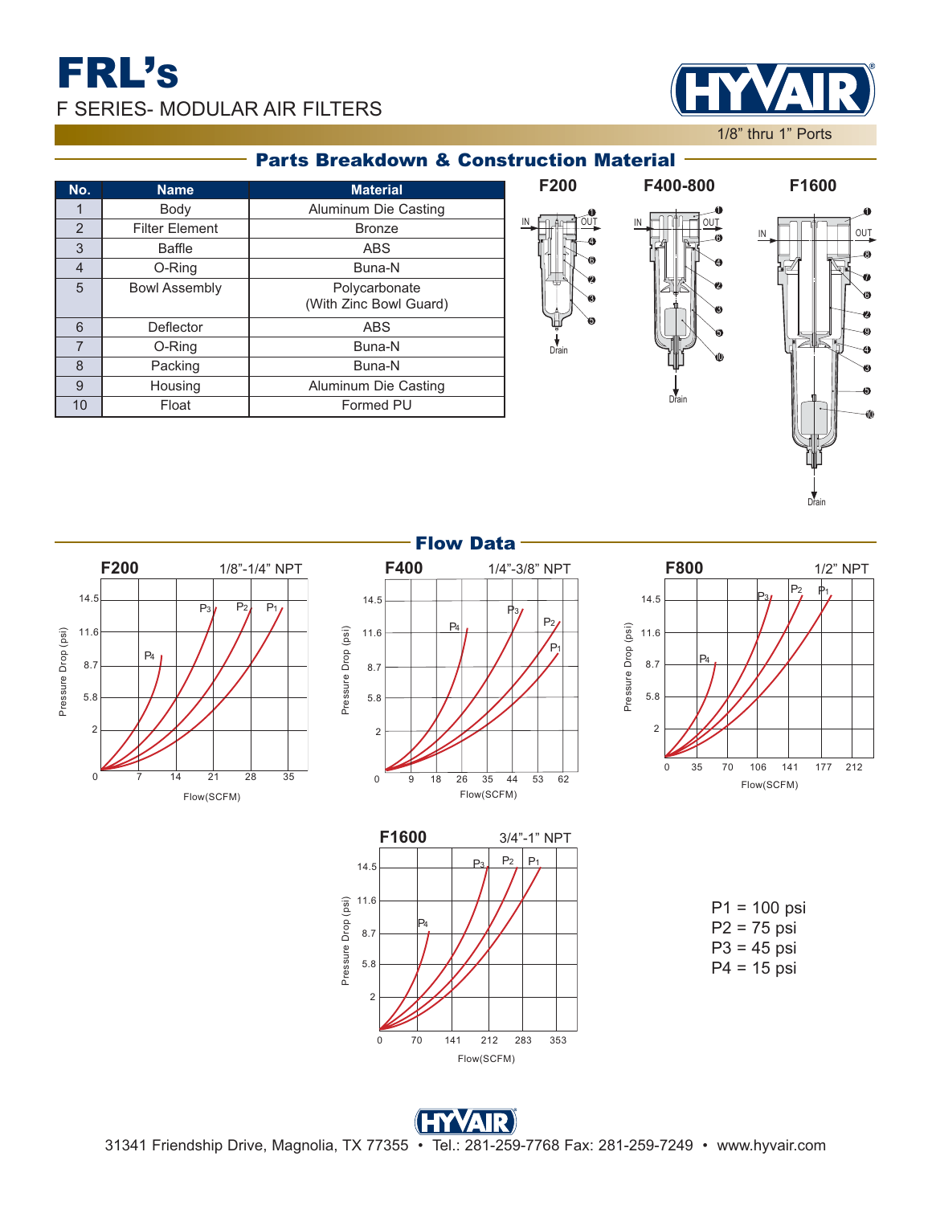# FRL's

F SERIES- MODULAR AIR FILTERS

1/8" thru 1" Ports

## Parts Breakdown & Construction Material

| No. | Name | Material |
|---|---|---|
| 1 | Body | Aluminum Die Casting |
| 2 | Filter Element | Bronze |
| 3 | Baffle | ABS |
| 4 | O-Ring | Buna-N |
| 5 | Bowl Assembly | Polycarbonate (With Zinc Bowl Guard) |
| 6 | Deflector | ABS |
| 7 | O-Ring | Buna-N |
| 8 | Packing | Buna-N |
| 9 | Housing | Aluminum Die Casting |
| 10 | Float | Formed PU |

F200

IN OUT 1 4 6 2 3 5 Drain

F400-800

IN OUT 1 6 4 2 3 5 10 Drain

F1600

IN OUT 1 8 7 6 2 9 4 3 5 10 Drain

## Flow Data

**F200** 1/8"-1/4" NPT

Pressure Drop (psi): 14.5, 11.6, 8.7, 5.8, 2

Flow(SCFM): 0, 7, 14, 21, 28, 35

P3 P2 P1 P4

**F400** 1/4"-3/8" NPT

Pressure Drop (psi): 14.5, 11.6, 8.7, 5.8, 2

Flow(SCFM): 0, 9, 18, 26, 35, 44, 53, 62

P4 P3 P2 P1

**F800** 1/2" NPT

Pressure Drop (psi): 14.5, 11.6, 8.7, 5.8, 2

Flow(SCFM): 0, 35, 70, 106, 141, 177, 212

P3 P2 P1 P4

**F1600** 3/4"-1" NPT

Pressure Drop (psi): 14.5, 11.6, 8.7, 5.8, 2

Flow(SCFM): 0, 70, 141, 212, 283, 353

P3 P2 P1 P4

P1 = 100 psi
P2 = 75 psi
P3 = 45 psi
P4 = 15 psi

31341 Friendship Drive, Magnolia, TX 77355 • Tel.: 281-259-7768 Fax: 281-259-7249 • www.hyvair.com